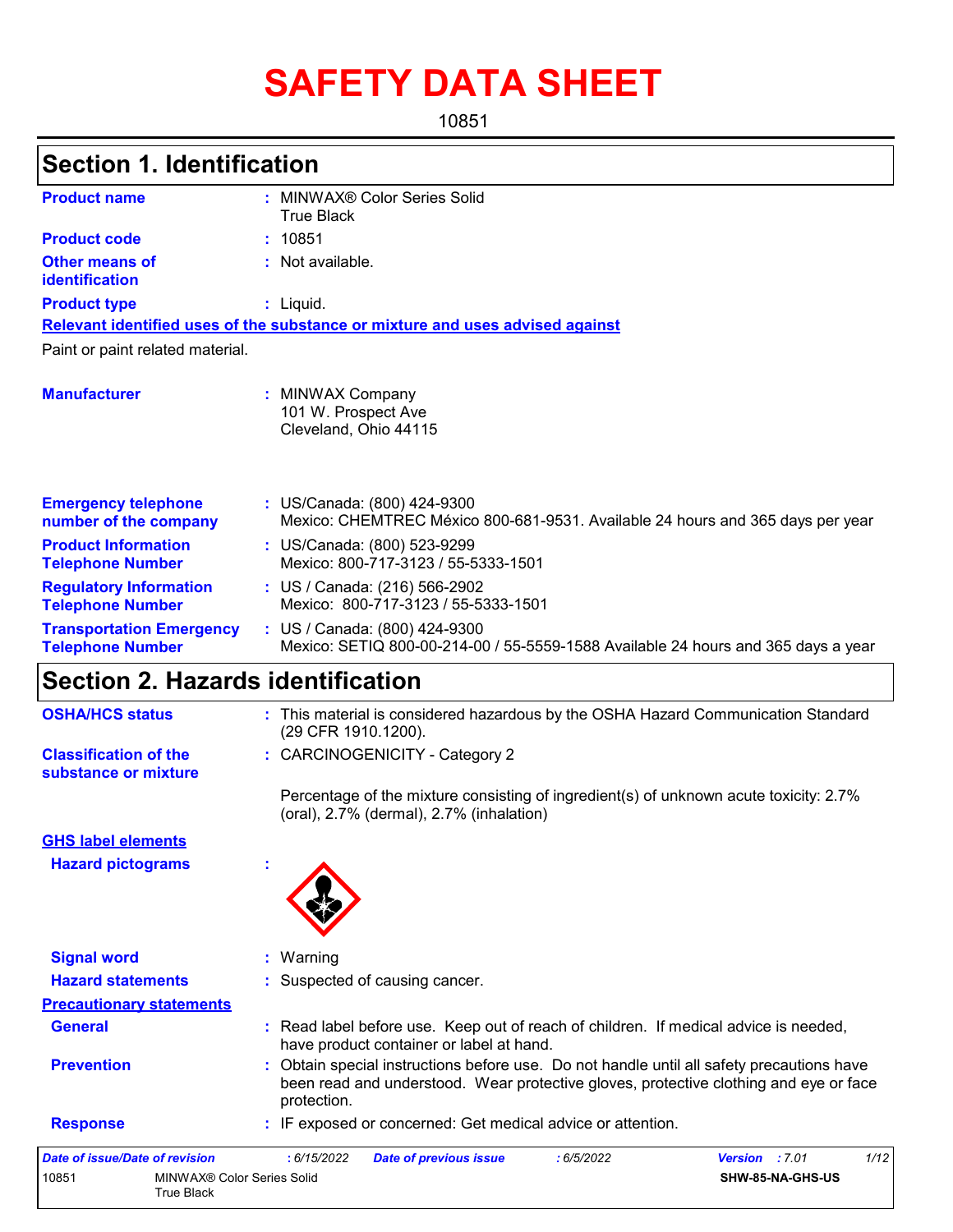# SAFETY DATA SHEET

10851

## Section 1. Identification

| | | |
|---|---|---|
| **Product name** | : | MINWAX® Color Series Solid True Black |
| **Product code** | : | 10851 |
| **Other means of identification** | : | Not available. |
| **Product type** | : | Liquid. |

**Relevant identified uses of the substance or mixture and uses advised against**

Paint or paint related material.

| | | |
|---|---|---|
| **Manufacturer** | : | MINWAX Company<br>101 W. Prospect Ave<br>Cleveland, Ohio 44115 |
| **Emergency telephone number of the company** | : | US/Canada: (800) 424-9300<br>Mexico: CHEMTREC México 800-681-9531. Available 24 hours and 365 days per year |
| **Product Information Telephone Number** | : | US/Canada: (800) 523-9299<br>Mexico: 800-717-3123 / 55-5333-1501 |
| **Regulatory Information Telephone Number** | : | US / Canada: (216) 566-2902<br>Mexico: 800-717-3123 / 55-5333-1501 |
| **Transportation Emergency Telephone Number** | : | US / Canada: (800) 424-9300<br>Mexico: SETIQ 800-00-214-00 / 55-5559-1588 Available 24 hours and 365 days a year |

## Section 2. Hazards identification

| | | |
|---|---|---|
| **OSHA/HCS status** | : | This material is considered hazardous by the OSHA Hazard Communication Standard (29 CFR 1910.1200). |
| **Classification of the substance or mixture** | : | CARCINOGENICITY - Category 2 |

Percentage of the mixture consisting of ingredient(s) of unknown acute toxicity: 2.7% (oral), 2.7% (dermal), 2.7% (inhalation)

**GHS label elements**

| | | |
|---|---|---|
| **Hazard pictograms** | : | |
| **Signal word** | : | Warning |
| **Hazard statements** | : | Suspected of causing cancer. |

**Precautionary statements**

| | | |
|---|---|---|
| **General** | : | Read label before use. Keep out of reach of children. If medical advice is needed, have product container or label at hand. |
| **Prevention** | : | Obtain special instructions before use. Do not handle until all safety precautions have been read and understood. Wear protective gloves, protective clothing and eye or face protection. |
| **Response** | : | IF exposed or concerned: Get medical advice or attention. |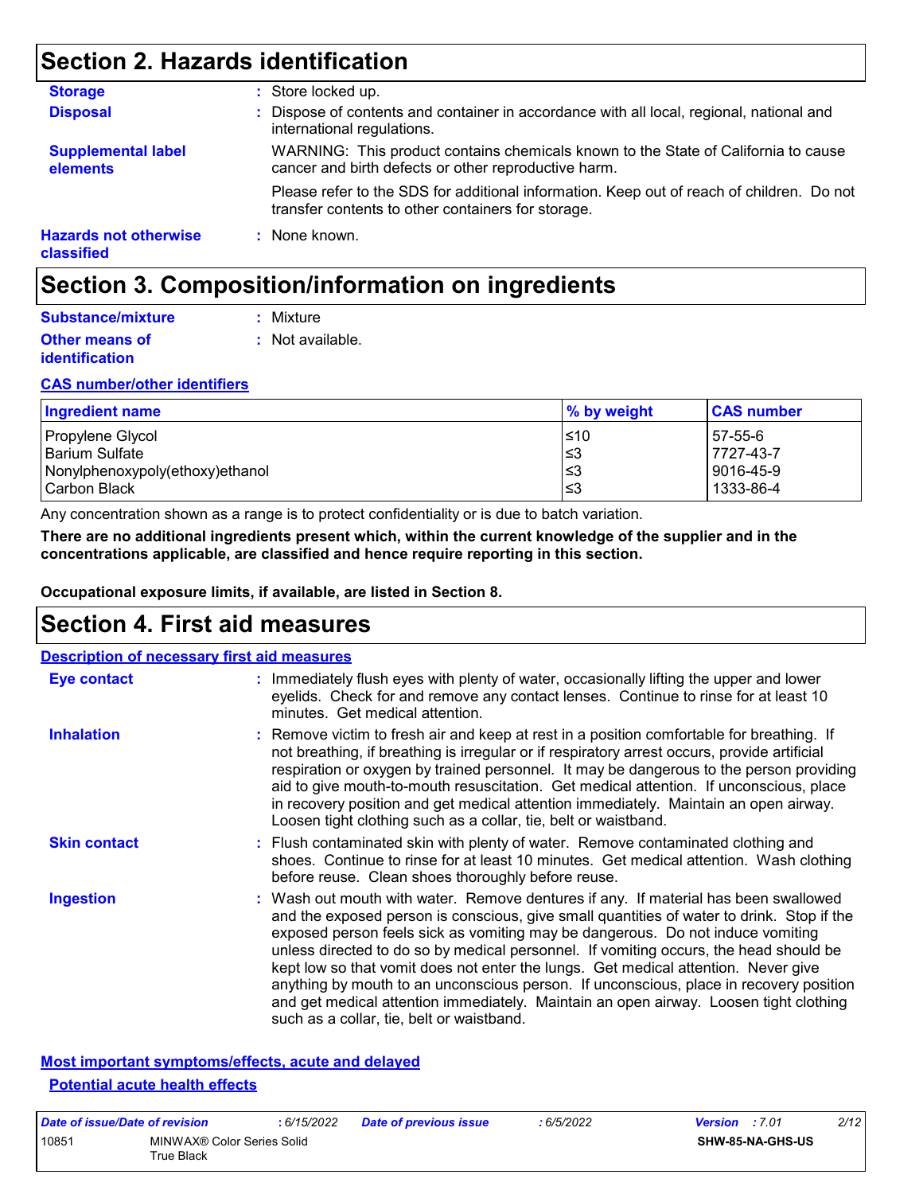## Section 2. Hazards identification

**Storage** : Store locked up.

**Disposal** : Dispose of contents and container in accordance with all local, regional, national and international regulations.

**Supplemental label elements**

WARNING: This product contains chemicals known to the State of California to cause cancer and birth defects or other reproductive harm.

Please refer to the SDS for additional information. Keep out of reach of children. Do not transfer contents to other containers for storage.

**Hazards not otherwise classified** : None known.

## Section 3. Composition/information on ingredients

**Substance/mixture** : Mixture

**Other means of identification** : Not available.

**CAS number/other identifiers**

| Ingredient name | % by weight | CAS number |
|---|---|---|
| Propylene Glycol | ≤10 | 57-55-6 |
| Barium Sulfate | ≤3 | 7727-43-7 |
| Nonylphenoxypoly(ethoxy)ethanol | ≤3 | 9016-45-9 |
| Carbon Black | ≤3 | 1333-86-4 |

Any concentration shown as a range is to protect confidentiality or is due to batch variation.

**There are no additional ingredients present which, within the current knowledge of the supplier and in the concentrations applicable, are classified and hence require reporting in this section.**

**Occupational exposure limits, if available, are listed in Section 8.**

## Section 4. First aid measures

**Description of necessary first aid measures**

**Eye contact** : Immediately flush eyes with plenty of water, occasionally lifting the upper and lower eyelids. Check for and remove any contact lenses. Continue to rinse for at least 10 minutes. Get medical attention.

**Inhalation** : Remove victim to fresh air and keep at rest in a position comfortable for breathing. If not breathing, if breathing is irregular or if respiratory arrest occurs, provide artificial respiration or oxygen by trained personnel. It may be dangerous to the person providing aid to give mouth-to-mouth resuscitation. Get medical attention. If unconscious, place in recovery position and get medical attention immediately. Maintain an open airway. Loosen tight clothing such as a collar, tie, belt or waistband.

**Skin contact** : Flush contaminated skin with plenty of water. Remove contaminated clothing and shoes. Continue to rinse for at least 10 minutes. Get medical attention. Wash clothing before reuse. Clean shoes thoroughly before reuse.

**Ingestion** : Wash out mouth with water. Remove dentures if any. If material has been swallowed and the exposed person is conscious, give small quantities of water to drink. Stop if the exposed person feels sick as vomiting may be dangerous. Do not induce vomiting unless directed to do so by medical personnel. If vomiting occurs, the head should be kept low so that vomit does not enter the lungs. Get medical attention. Never give anything by mouth to an unconscious person. If unconscious, place in recovery position and get medical attention immediately. Maintain an open airway. Loosen tight clothing such as a collar, tie, belt or waistband.

**Most important symptoms/effects, acute and delayed**

**Potential acute health effects**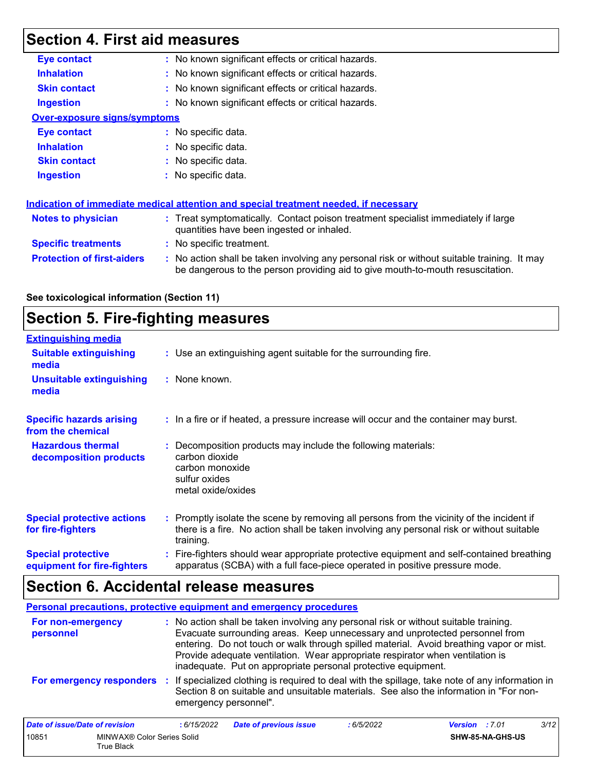## Section 4. First aid measures

| | |
|---|---|
| **Eye contact** | : No known significant effects or critical hazards. |
| **Inhalation** | : No known significant effects or critical hazards. |
| **Skin contact** | : No known significant effects or critical hazards. |
| **Ingestion** | : No known significant effects or critical hazards. |

**Over-exposure signs/symptoms**

| | |
|---|---|
| **Eye contact** | : No specific data. |
| **Inhalation** | : No specific data. |
| **Skin contact** | : No specific data. |
| **Ingestion** | : No specific data. |

**Indication of immediate medical attention and special treatment needed, if necessary**

| | |
|---|---|
| **Notes to physician** | : Treat symptomatically. Contact poison treatment specialist immediately if large quantities have been ingested or inhaled. |
| **Specific treatments** | : No specific treatment. |
| **Protection of first-aiders** | : No action shall be taken involving any personal risk or without suitable training. It may be dangerous to the person providing aid to give mouth-to-mouth resuscitation. |

**See toxicological information (Section 11)**

## Section 5. Fire-fighting measures

**Extinguishing media**

| | |
|---|---|
| **Suitable extinguishing media** | : Use an extinguishing agent suitable for the surrounding fire. |
| **Unsuitable extinguishing media** | : None known. |

| | |
|---|---|
| **Specific hazards arising from the chemical** | : In a fire or if heated, a pressure increase will occur and the container may burst. |
| **Hazardous thermal decomposition products** | : Decomposition products may include the following materials: carbon dioxide, carbon monoxide, sulfur oxides, metal oxide/oxides |
| **Special protective actions for fire-fighters** | : Promptly isolate the scene by removing all persons from the vicinity of the incident if there is a fire. No action shall be taken involving any personal risk or without suitable training. |
| **Special protective equipment for fire-fighters** | : Fire-fighters should wear appropriate protective equipment and self-contained breathing apparatus (SCBA) with a full face-piece operated in positive pressure mode. |

## Section 6. Accidental release measures

**Personal precautions, protective equipment and emergency procedures**

| | |
|---|---|
| **For non-emergency personnel** | : No action shall be taken involving any personal risk or without suitable training. Evacuate surrounding areas. Keep unnecessary and unprotected personnel from entering. Do not touch or walk through spilled material. Avoid breathing vapor or mist. Provide adequate ventilation. Wear appropriate respirator when ventilation is inadequate. Put on appropriate personal protective equipment. |
| **For emergency responders** | : If specialized clothing is required to deal with the spillage, take note of any information in Section 8 on suitable and unsuitable materials. See also the information in "For non-emergency personnel". |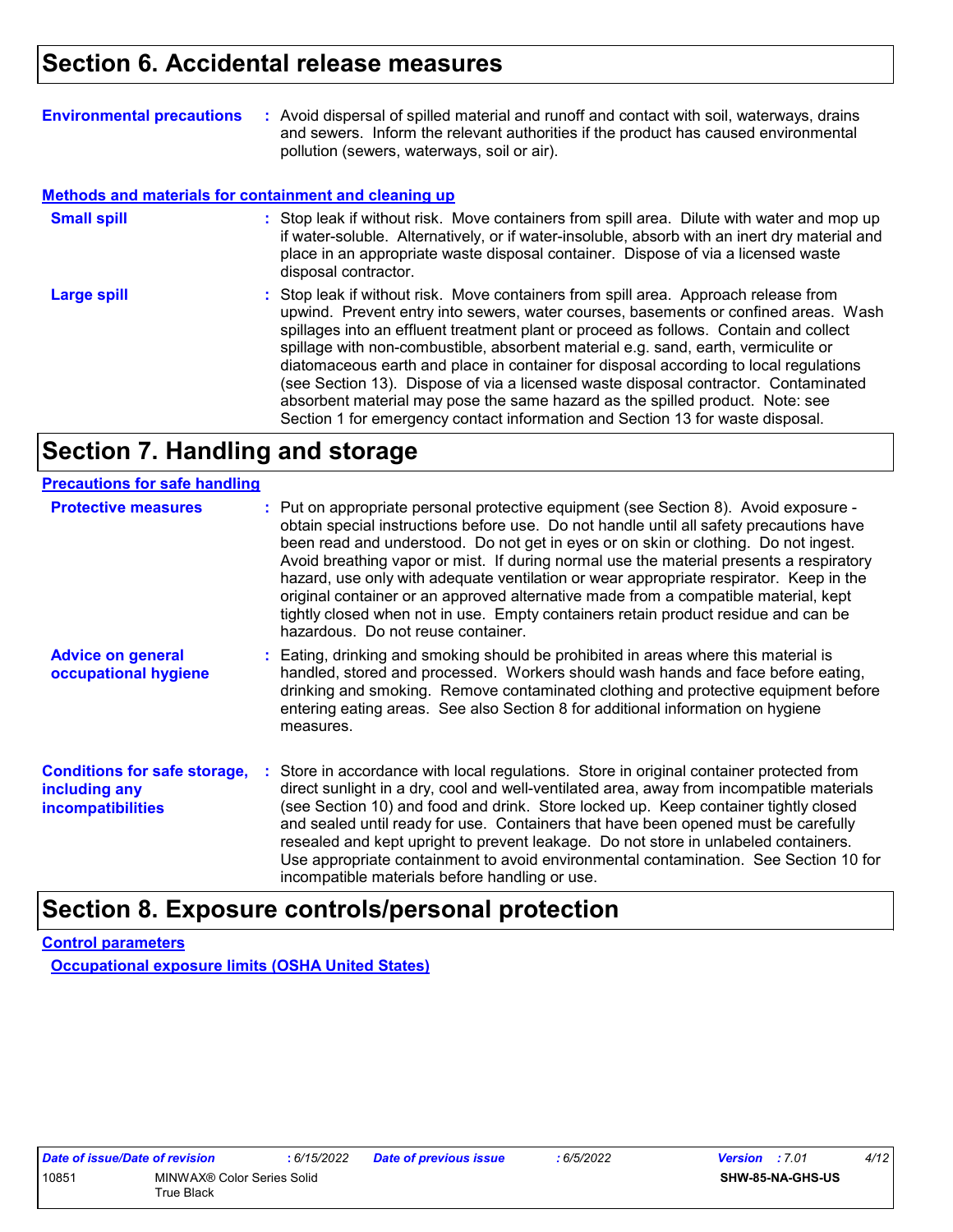## Section 6. Accidental release measures

**Environmental precautions** : Avoid dispersal of spilled material and runoff and contact with soil, waterways, drains and sewers. Inform the relevant authorities if the product has caused environmental pollution (sewers, waterways, soil or air).

**Methods and materials for containment and cleaning up**

**Small spill** : Stop leak if without risk. Move containers from spill area. Dilute with water and mop up if water-soluble. Alternatively, or if water-insoluble, absorb with an inert dry material and place in an appropriate waste disposal container. Dispose of via a licensed waste disposal contractor.

**Large spill** : Stop leak if without risk. Move containers from spill area. Approach release from upwind. Prevent entry into sewers, water courses, basements or confined areas. Wash spillages into an effluent treatment plant or proceed as follows. Contain and collect spillage with non-combustible, absorbent material e.g. sand, earth, vermiculite or diatomaceous earth and place in container for disposal according to local regulations (see Section 13). Dispose of via a licensed waste disposal contractor. Contaminated absorbent material may pose the same hazard as the spilled product. Note: see Section 1 for emergency contact information and Section 13 for waste disposal.

## Section 7. Handling and storage

**Precautions for safe handling**

**Protective measures** : Put on appropriate personal protective equipment (see Section 8). Avoid exposure - obtain special instructions before use. Do not handle until all safety precautions have been read and understood. Do not get in eyes or on skin or clothing. Do not ingest. Avoid breathing vapor or mist. If during normal use the material presents a respiratory hazard, use only with adequate ventilation or wear appropriate respirator. Keep in the original container or an approved alternative made from a compatible material, kept tightly closed when not in use. Empty containers retain product residue and can be hazardous. Do not reuse container.

**Advice on general occupational hygiene** : Eating, drinking and smoking should be prohibited in areas where this material is handled, stored and processed. Workers should wash hands and face before eating, drinking and smoking. Remove contaminated clothing and protective equipment before entering eating areas. See also Section 8 for additional information on hygiene measures.

**Conditions for safe storage, including any incompatibilities** : Store in accordance with local regulations. Store in original container protected from direct sunlight in a dry, cool and well-ventilated area, away from incompatible materials (see Section 10) and food and drink. Store locked up. Keep container tightly closed and sealed until ready for use. Containers that have been opened must be carefully resealed and kept upright to prevent leakage. Do not store in unlabeled containers. Use appropriate containment to avoid environmental contamination. See Section 10 for incompatible materials before handling or use.

## Section 8. Exposure controls/personal protection

**Control parameters**

**Occupational exposure limits (OSHA United States)**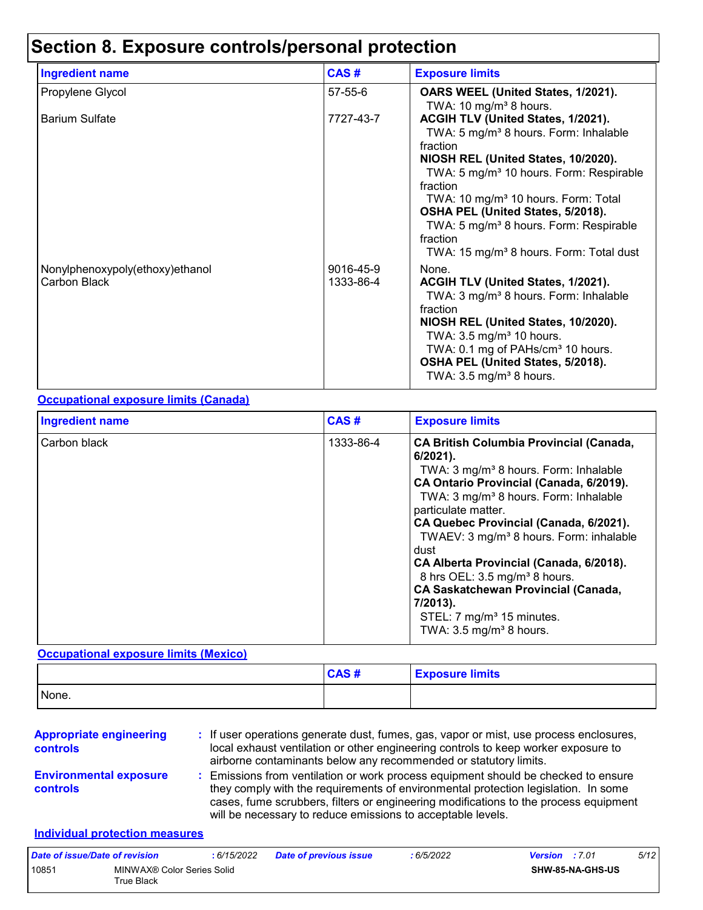# Section 8. Exposure controls/personal protection

| Ingredient name | CAS # | Exposure limits |
|---|---|---|
| Propylene Glycol | 57-55-6 | **OARS WEEL (United States, 1/2021).**<br>TWA: 10 mg/m³ 8 hours. |
| Barium Sulfate | 7727-43-7 | **ACGIH TLV (United States, 1/2021).**<br>TWA: 5 mg/m³ 8 hours. Form: Inhalable fraction<br>**NIOSH REL (United States, 10/2020).**<br>TWA: 5 mg/m³ 10 hours. Form: Respirable fraction<br>TWA: 10 mg/m³ 10 hours. Form: Total<br>**OSHA PEL (United States, 5/2018).**<br>TWA: 5 mg/m³ 8 hours. Form: Respirable fraction<br>TWA: 15 mg/m³ 8 hours. Form: Total dust |
| Nonylphenoxypoly(ethoxy)ethanol | 9016-45-9 | None. |
| Carbon Black | 1333-86-4 | **ACGIH TLV (United States, 1/2021).**<br>TWA: 3 mg/m³ 8 hours. Form: Inhalable fraction<br>**NIOSH REL (United States, 10/2020).**<br>TWA: 3.5 mg/m³ 10 hours.<br>TWA: 0.1 mg of PAHs/cm³ 10 hours.<br>**OSHA PEL (United States, 5/2018).**<br>TWA: 3.5 mg/m³ 8 hours. |

**Occupational exposure limits (Canada)**

| Ingredient name | CAS # | Exposure limits |
|---|---|---|
| Carbon black | 1333-86-4 | **CA British Columbia Provincial (Canada, 6/2021).**<br>TWA: 3 mg/m³ 8 hours. Form: Inhalable<br>**CA Ontario Provincial (Canada, 6/2019).**<br>TWA: 3 mg/m³ 8 hours. Form: Inhalable particulate matter.<br>**CA Quebec Provincial (Canada, 6/2021).**<br>TWAEV: 3 mg/m³ 8 hours. Form: inhalable dust<br>**CA Alberta Provincial (Canada, 6/2018).**<br>8 hrs OEL: 3.5 mg/m³ 8 hours.<br>**CA Saskatchewan Provincial (Canada, 7/2013).**<br>STEL: 7 mg/m³ 15 minutes.<br>TWA: 3.5 mg/m³ 8 hours. |

**Occupational exposure limits (Mexico)**

| | CAS # | Exposure limits |
|---|---|---|
| None. | | |

**Appropriate engineering controls** : If user operations generate dust, fumes, gas, vapor or mist, use process enclosures, local exhaust ventilation or other engineering controls to keep worker exposure to airborne contaminants below any recommended or statutory limits.

**Environmental exposure controls** : Emissions from ventilation or work process equipment should be checked to ensure they comply with the requirements of environmental protection legislation. In some cases, fume scrubbers, filters or engineering modifications to the process equipment will be necessary to reduce emissions to acceptable levels.

**Individual protection measures**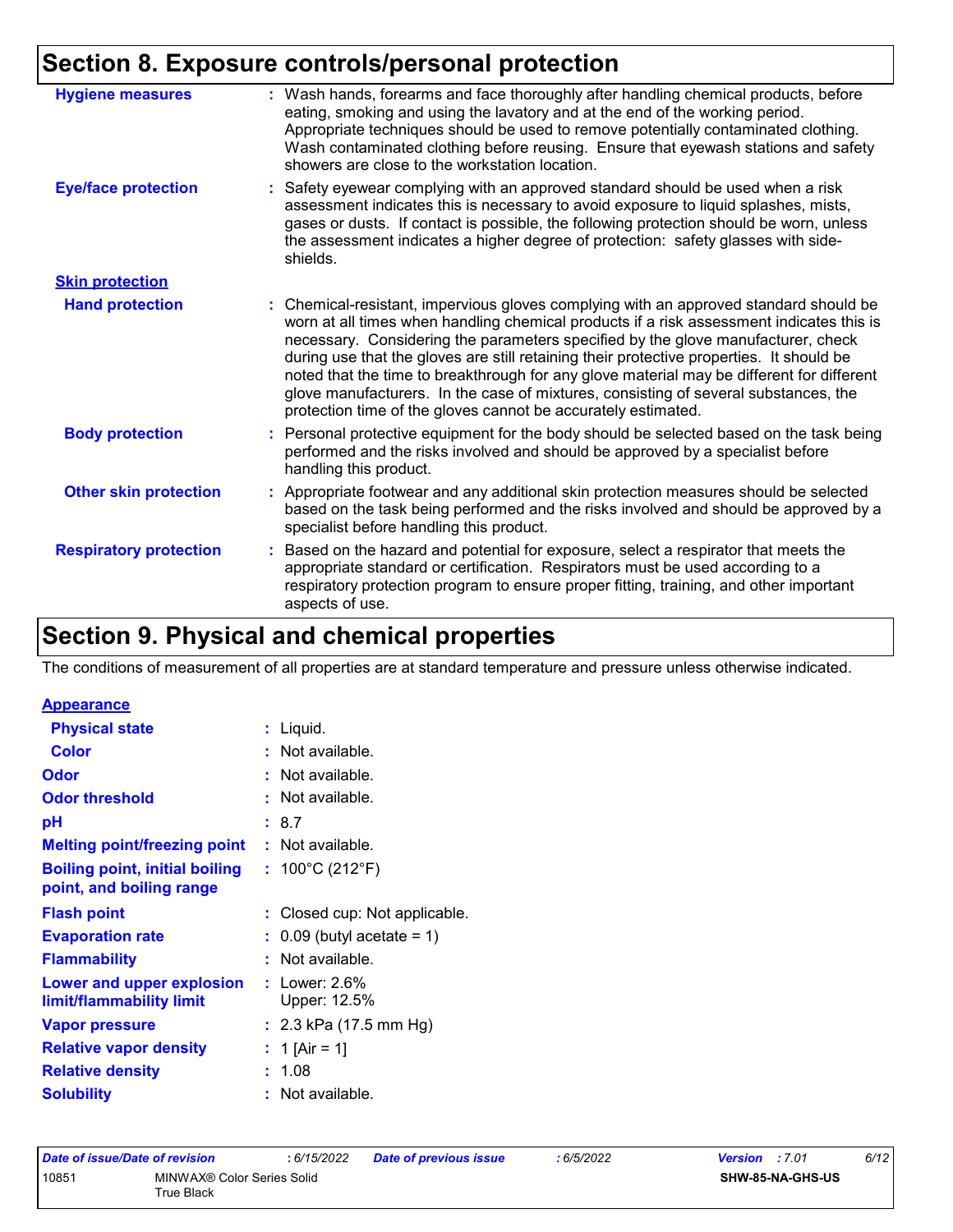## Section 8. Exposure controls/personal protection

**Hygiene measures** : Wash hands, forearms and face thoroughly after handling chemical products, before eating, smoking and using the lavatory and at the end of the working period. Appropriate techniques should be used to remove potentially contaminated clothing. Wash contaminated clothing before reusing. Ensure that eyewash stations and safety showers are close to the workstation location.

**Eye/face protection** : Safety eyewear complying with an approved standard should be used when a risk assessment indicates this is necessary to avoid exposure to liquid splashes, mists, gases or dusts. If contact is possible, the following protection should be worn, unless the assessment indicates a higher degree of protection: safety glasses with side-shields.

**Skin protection**

**Hand protection** : Chemical-resistant, impervious gloves complying with an approved standard should be worn at all times when handling chemical products if a risk assessment indicates this is necessary. Considering the parameters specified by the glove manufacturer, check during use that the gloves are still retaining their protective properties. It should be noted that the time to breakthrough for any glove material may be different for different glove manufacturers. In the case of mixtures, consisting of several substances, the protection time of the gloves cannot be accurately estimated.

**Body protection** : Personal protective equipment for the body should be selected based on the task being performed and the risks involved and should be approved by a specialist before handling this product.

**Other skin protection** : Appropriate footwear and any additional skin protection measures should be selected based on the task being performed and the risks involved and should be approved by a specialist before handling this product.

**Respiratory protection** : Based on the hazard and potential for exposure, select a respirator that meets the appropriate standard or certification. Respirators must be used according to a respiratory protection program to ensure proper fitting, training, and other important aspects of use.

## Section 9. Physical and chemical properties

The conditions of measurement of all properties are at standard temperature and pressure unless otherwise indicated.

**Appearance**

| | |
|---|---|
| **Physical state** | : Liquid. |
| **Color** | : Not available. |
| **Odor** | : Not available. |
| **Odor threshold** | : Not available. |
| **pH** | : 8.7 |
| **Melting point/freezing point** | : Not available. |
| **Boiling point, initial boiling point, and boiling range** | : 100°C (212°F) |
| **Flash point** | : Closed cup: Not applicable. |
| **Evaporation rate** | : 0.09 (butyl acetate = 1) |
| **Flammability** | : Not available. |
| **Lower and upper explosion limit/flammability limit** | : Lower: 2.6%<br>Upper: 12.5% |
| **Vapor pressure** | : 2.3 kPa (17.5 mm Hg) |
| **Relative vapor density** | : 1 [Air = 1] |
| **Relative density** | : 1.08 |
| **Solubility** | : Not available. |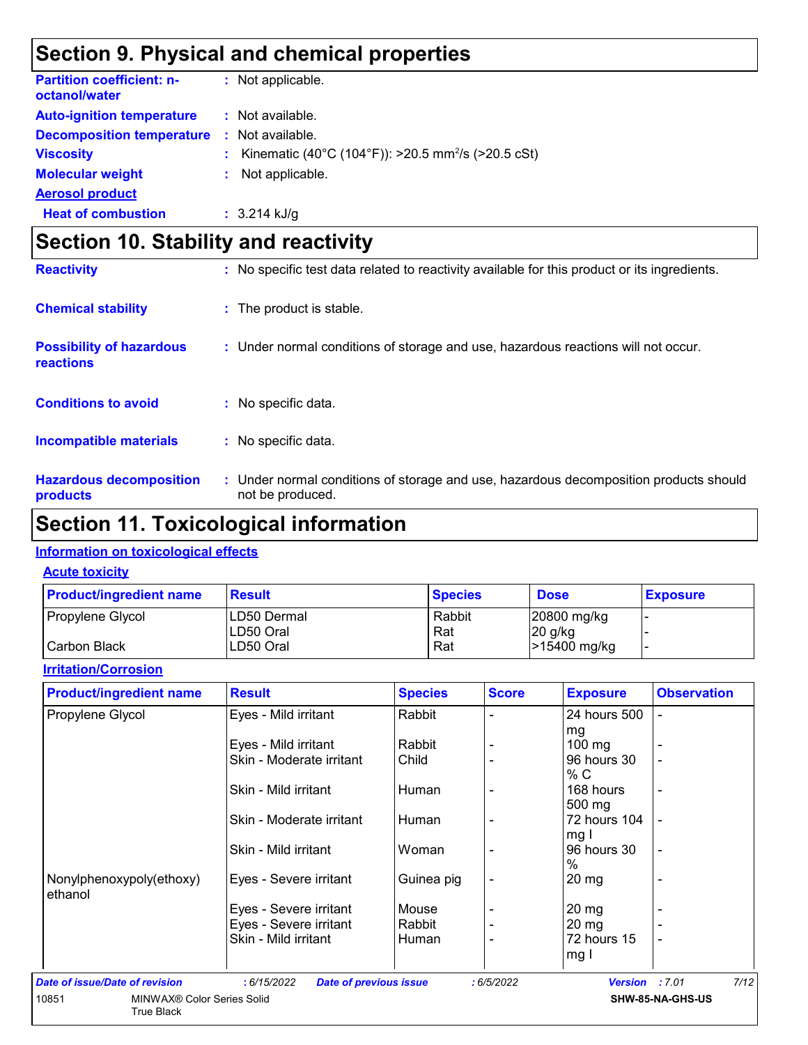## Section 9. Physical and chemical properties

**Partition coefficient: n-octanol/water** : Not applicable.

**Auto-ignition temperature** : Not available.

**Decomposition temperature** : Not available.

**Viscosity** : Kinematic (40°C (104°F)): >20.5 $mm^2/s$ (>20.5 cSt)

**Molecular weight** : Not applicable.

**Aerosol product**

**Heat of combustion** : 3.214 kJ/g

## Section 10. Stability and reactivity

**Reactivity** : No specific test data related to reactivity available for this product or its ingredients.

**Chemical stability** : The product is stable.

**Possibility of hazardous reactions** : Under normal conditions of storage and use, hazardous reactions will not occur.

**Conditions to avoid** : No specific data.

**Incompatible materials** : No specific data.

**Hazardous decomposition products** : Under normal conditions of storage and use, hazardous decomposition products should not be produced.

## Section 11. Toxicological information

### Information on toxicological effects

#### Acute toxicity

| Product/ingredient name | Result | Species | Dose | Exposure |
|---|---|---|---|---|
| Propylene Glycol | LD50 Dermal | Rabbit | 20800 mg/kg | - |
| | LD50 Oral | Rat | 20 g/kg | - |
| Carbon Black | LD50 Oral | Rat | >15400 mg/kg | - |

#### Irritation/Corrosion

| Product/ingredient name | Result | Species | Score | Exposure | Observation |
|---|---|---|---|---|---|
| Propylene Glycol | Eyes - Mild irritant | Rabbit | - | 24 hours 500 mg | - |
| | Eyes - Mild irritant | Rabbit | - | 100 mg | - |
| | Skin - Moderate irritant | Child | - | 96 hours 30 % C | - |
| | Skin - Mild irritant | Human | - | 168 hours 500 mg | - |
| | Skin - Moderate irritant | Human | - | 72 hours 104 mg I | - |
| | Skin - Mild irritant | Woman | - | 96 hours 30 % | - |
| Nonylphenoxypoly(ethoxy) ethanol | Eyes - Severe irritant | Guinea pig | - | 20 mg | - |
| | Eyes - Severe irritant | Mouse | - | 20 mg | - |
| | Eyes - Severe irritant | Rabbit | - | 20 mg | - |
| | Skin - Mild irritant | Human | - | 72 hours 15 mg I | - |

Date of issue/Date of revision : 6/15/2022 Date of previous issue : 6/5/2022 Version : 7.01

10851 MINWAX® Color Series Solid True Black SHW-85-NA-GHS-US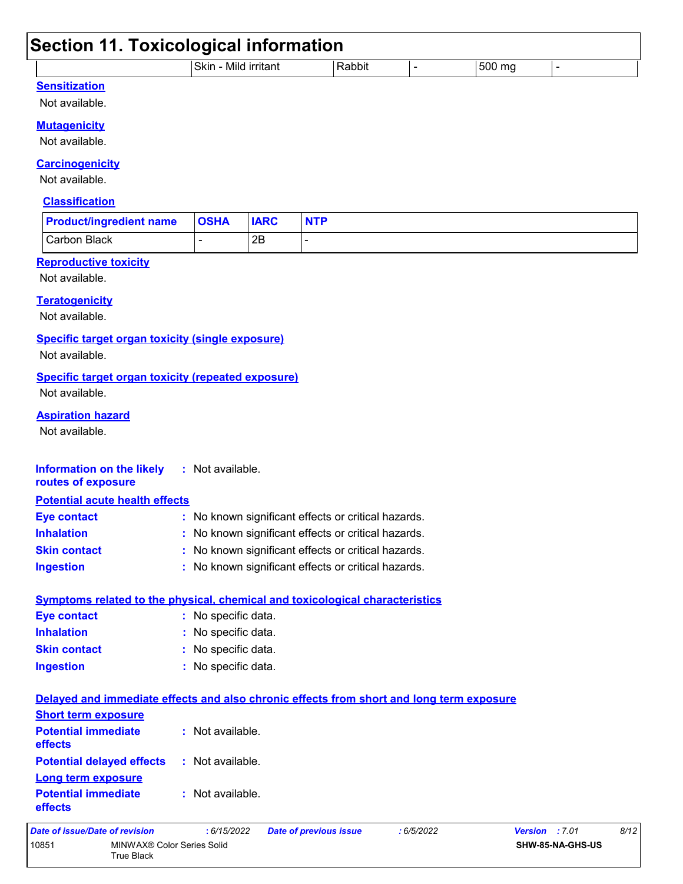## Section 11. Toxicological information

| | Skin - Mild irritant | Rabbit | - | 500 mg | - |
|---|---|---|---|---|---|

### Sensitization

Not available.

### Mutagenicity

Not available.

### Carcinogenicity

Not available.

#### Classification

| Product/ingredient name | OSHA | IARC | NTP |
|---|---|---|---|
| Carbon Black | - | 2B | - |

### Reproductive toxicity

Not available.

### Teratogenicity

Not available.

### Specific target organ toxicity (single exposure)

Not available.

### Specific target organ toxicity (repeated exposure)

Not available.

### Aspiration hazard

Not available.

**Information on the likely routes of exposure** : Not available.

### Potential acute health effects

**Eye contact** : No known significant effects or critical hazards.
**Inhalation** : No known significant effects or critical hazards.
**Skin contact** : No known significant effects or critical hazards.
**Ingestion** : No known significant effects or critical hazards.

### Symptoms related to the physical, chemical and toxicological characteristics

**Eye contact** : No specific data.
**Inhalation** : No specific data.
**Skin contact** : No specific data.
**Ingestion** : No specific data.

### Delayed and immediate effects and also chronic effects from short and long term exposure

#### Short term exposure

**Potential immediate effects** : Not available.
**Potential delayed effects** : Not available.

#### Long term exposure

**Potential immediate effects** : Not available.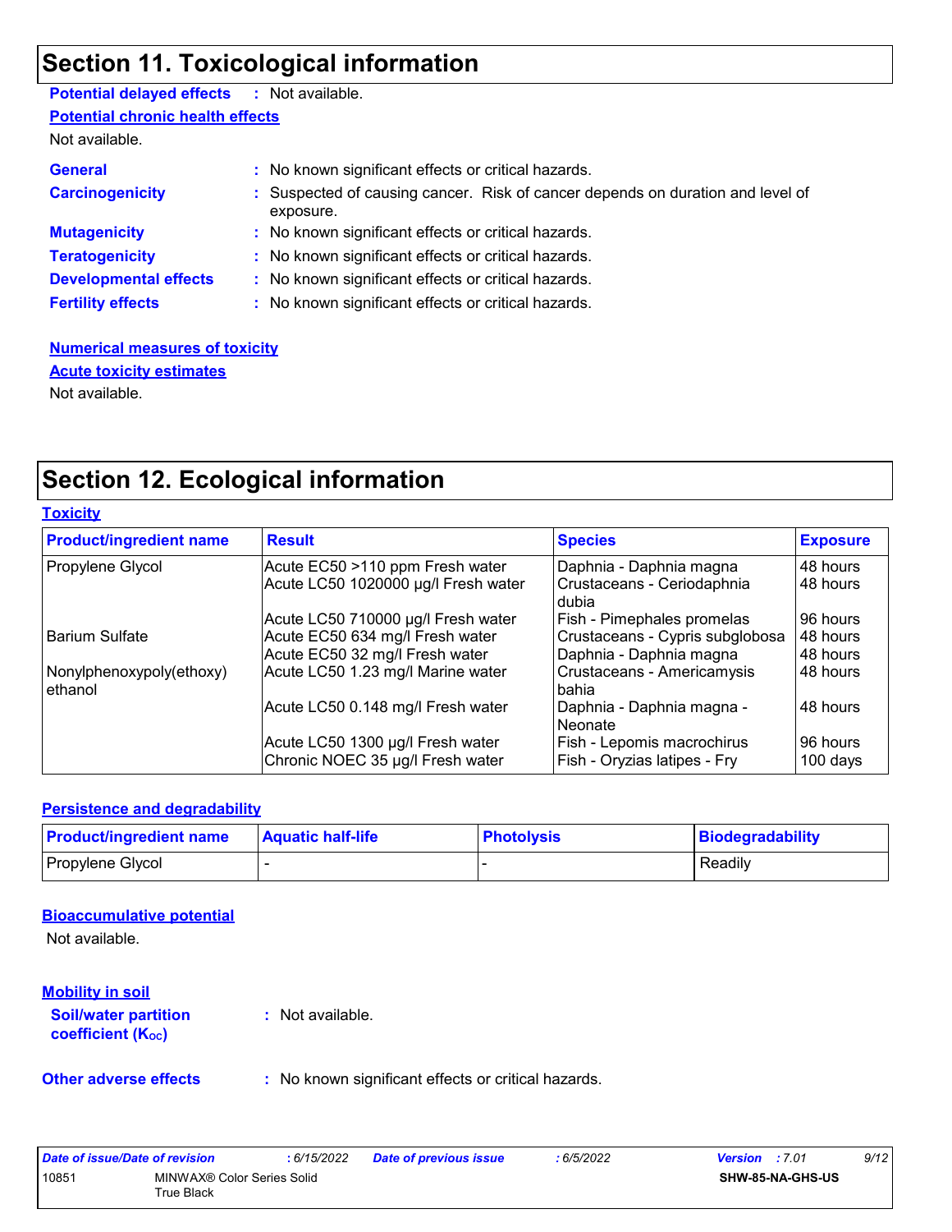## Section 11. Toxicological information

**Potential delayed effects** : Not available.

**Potential chronic health effects**

Not available.

**General** : No known significant effects or critical hazards.

**Carcinogenicity** : Suspected of causing cancer. Risk of cancer depends on duration and level of exposure.

**Mutagenicity** : No known significant effects or critical hazards.

**Teratogenicity** : No known significant effects or critical hazards.

**Developmental effects** : No known significant effects or critical hazards.

**Fertility effects** : No known significant effects or critical hazards.

**Numerical measures of toxicity**

**Acute toxicity estimates**

Not available.

## Section 12. Ecological information

**Toxicity**

| Product/ingredient name | Result | Species | Exposure |
|---|---|---|---|
| Propylene Glycol | Acute EC50 >110 ppm Fresh water | Daphnia - Daphnia magna | 48 hours |
| | Acute LC50 1020000 µg/l Fresh water | Crustaceans - Ceriodaphnia dubia | 48 hours |
| | Acute LC50 710000 µg/l Fresh water | Fish - Pimephales promelas | 96 hours |
| Barium Sulfate | Acute EC50 634 mg/l Fresh water | Crustaceans - Cypris subglobosa | 48 hours |
| | Acute EC50 32 mg/l Fresh water | Daphnia - Daphnia magna | 48 hours |
| Nonylphenoxypoly(ethoxy) ethanol | Acute LC50 1.23 mg/l Marine water | Crustaceans - Americamysis bahia | 48 hours |
| | Acute LC50 0.148 mg/l Fresh water | Daphnia - Daphnia magna - Neonate | 48 hours |
| | Acute LC50 1300 µg/l Fresh water | Fish - Lepomis macrochirus | 96 hours |
| | Chronic NOEC 35 µg/l Fresh water | Fish - Oryzias latipes - Fry | 100 days |

**Persistence and degradability**

| Product/ingredient name | Aquatic half-life | Photolysis | Biodegradability |
|---|---|---|---|
| Propylene Glycol | - | - | Readily |

**Bioaccumulative potential**

Not available.

**Mobility in soil**

**Soil/water partition coefficient ($K_{OC}$)** : Not available.

**Other adverse effects** : No known significant effects or critical hazards.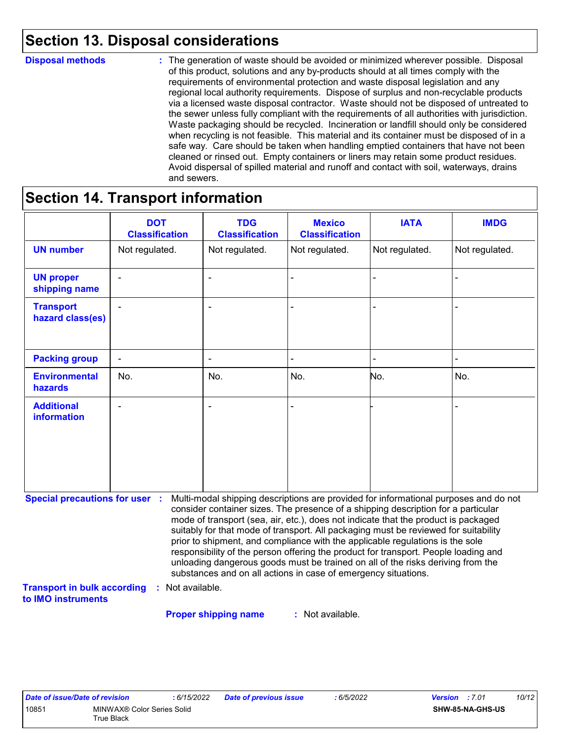## Section 13. Disposal considerations

**Disposal methods** : The generation of waste should be avoided or minimized wherever possible. Disposal of this product, solutions and any by-products should at all times comply with the requirements of environmental protection and waste disposal legislation and any regional local authority requirements. Dispose of surplus and non-recyclable products via a licensed waste disposal contractor. Waste should not be disposed of untreated to the sewer unless fully compliant with the requirements of all authorities with jurisdiction. Waste packaging should be recycled. Incineration or landfill should only be considered when recycling is not feasible. This material and its container must be disposed of in a safe way. Care should be taken when handling emptied containers that have not been cleaned or rinsed out. Empty containers or liners may retain some product residues. Avoid dispersal of spilled material and runoff and contact with soil, waterways, drains and sewers.

## Section 14. Transport information

| | DOT Classification | TDG Classification | Mexico Classification | IATA | IMDG |
|---|---|---|---|---|---|
| **UN number** | Not regulated. | Not regulated. | Not regulated. | Not regulated. | Not regulated. |
| **UN proper shipping name** | - | - | - | - | - |
| **Transport hazard class(es)** | - | - | - | - | - |
| **Packing group** | - | - | - | - | - |
| **Environmental hazards** | No. | No. | No. | No. | No. |
| **Additional information** | - | - | - | - | - |

**Special precautions for user** : Multi-modal shipping descriptions are provided for informational purposes and do not consider container sizes. The presence of a shipping description for a particular mode of transport (sea, air, etc.), does not indicate that the product is packaged suitably for that mode of transport. All packaging must be reviewed for suitability prior to shipment, and compliance with the applicable regulations is the sole responsibility of the person offering the product for transport. People loading and unloading dangerous goods must be trained on all of the risks deriving from the substances and on all actions in case of emergency situations.

**Transport in bulk according to IMO instruments** : Not available.

**Proper shipping name** : Not available.

| Date of issue/Date of revision | : 6/15/2022 | Date of previous issue | : 6/5/2022 | Version : 7.01 |
|---|---|---|---|---|
| 10851 | MINWAX® Color Series Solid True Black | | | SHW-85-NA-GHS-US |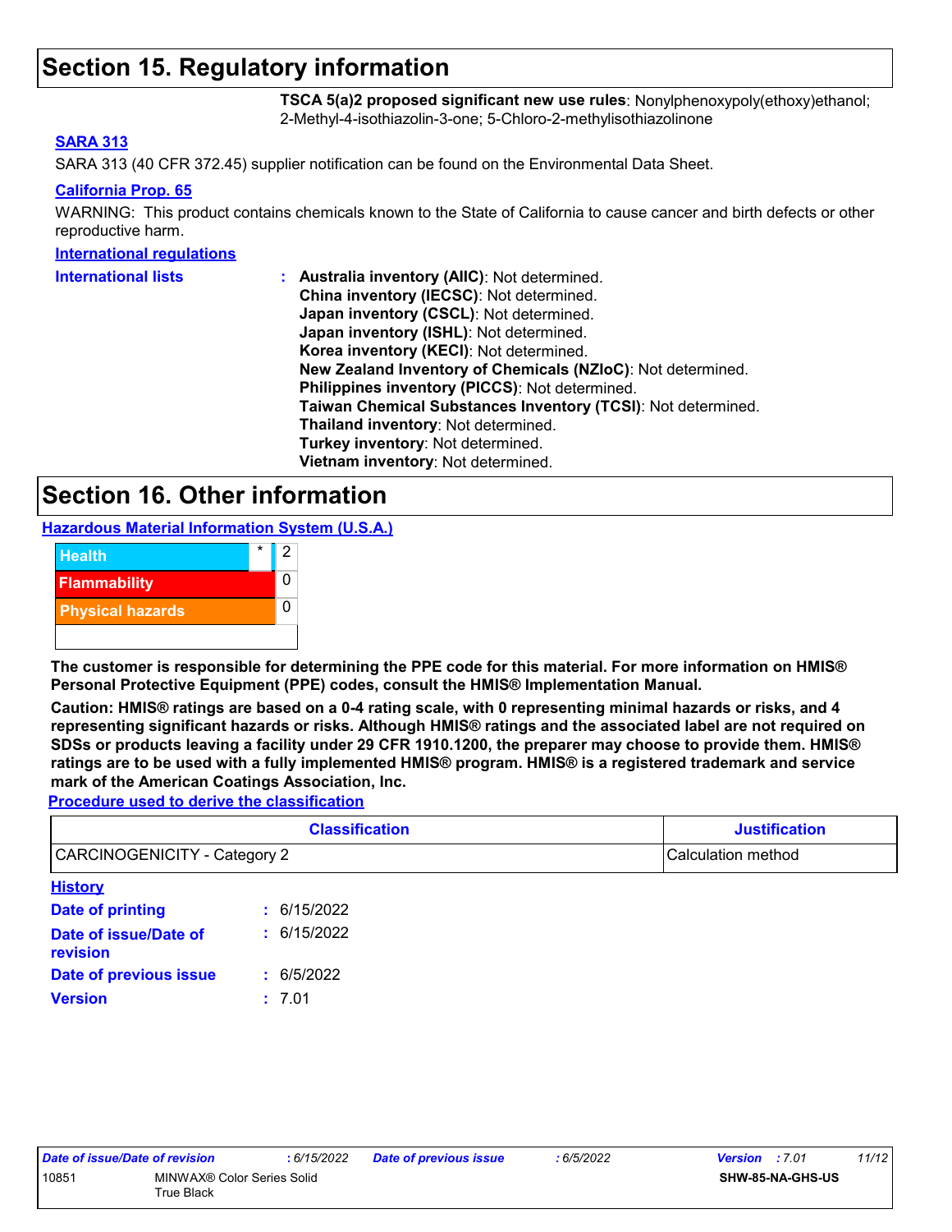## Section 15. Regulatory information

**TSCA 5(a)2 proposed significant new use rules**: Nonylphenoxypoly(ethoxy)ethanol; 2-Methyl-4-isothiazolin-3-one; 5-Chloro-2-methylisothiazolinone

**SARA 313**

SARA 313 (40 CFR 372.45) supplier notification can be found on the Environmental Data Sheet.

**California Prop. 65**

WARNING: This product contains chemicals known to the State of California to cause cancer and birth defects or other reproductive harm.

**International regulations**

**International lists** :
- **Australia inventory (AIIC)**: Not determined.
- **China inventory (IECSC)**: Not determined.
- **Japan inventory (CSCL)**: Not determined.
- **Japan inventory (ISHL)**: Not determined.
- **Korea inventory (KECI)**: Not determined.
- **New Zealand Inventory of Chemicals (NZIoC)**: Not determined.
- **Philippines inventory (PICCS)**: Not determined.
- **Taiwan Chemical Substances Inventory (TCSI)**: Not determined.
- **Thailand inventory**: Not determined.
- **Turkey inventory**: Not determined.
- **Vietnam inventory**: Not determined.

## Section 16. Other information

**Hazardous Material Information System (U.S.A.)**

| | | |
|---|---|---|
| Health | * | 2 |
| Flammability | | 0 |
| Physical hazards | | 0 |
| | | |

**The customer is responsible for determining the PPE code for this material. For more information on HMIS® Personal Protective Equipment (PPE) codes, consult the HMIS® Implementation Manual.**

**Caution: HMIS® ratings are based on a 0-4 rating scale, with 0 representing minimal hazards or risks, and 4 representing significant hazards or risks. Although HMIS® ratings and the associated label are not required on SDSs or products leaving a facility under 29 CFR 1910.1200, the preparer may choose to provide them. HMIS® ratings are to be used with a fully implemented HMIS® program. HMIS® is a registered trademark and service mark of the American Coatings Association, Inc.**

**Procedure used to derive the classification**

| Classification | Justification |
|---|---|
| CARCINOGENICITY - Category 2 | Calculation method |

**History**

**Date of printing** : 6/15/2022

**Date of issue/Date of revision** : 6/15/2022

**Date of previous issue** : 6/5/2022

**Version** : 7.01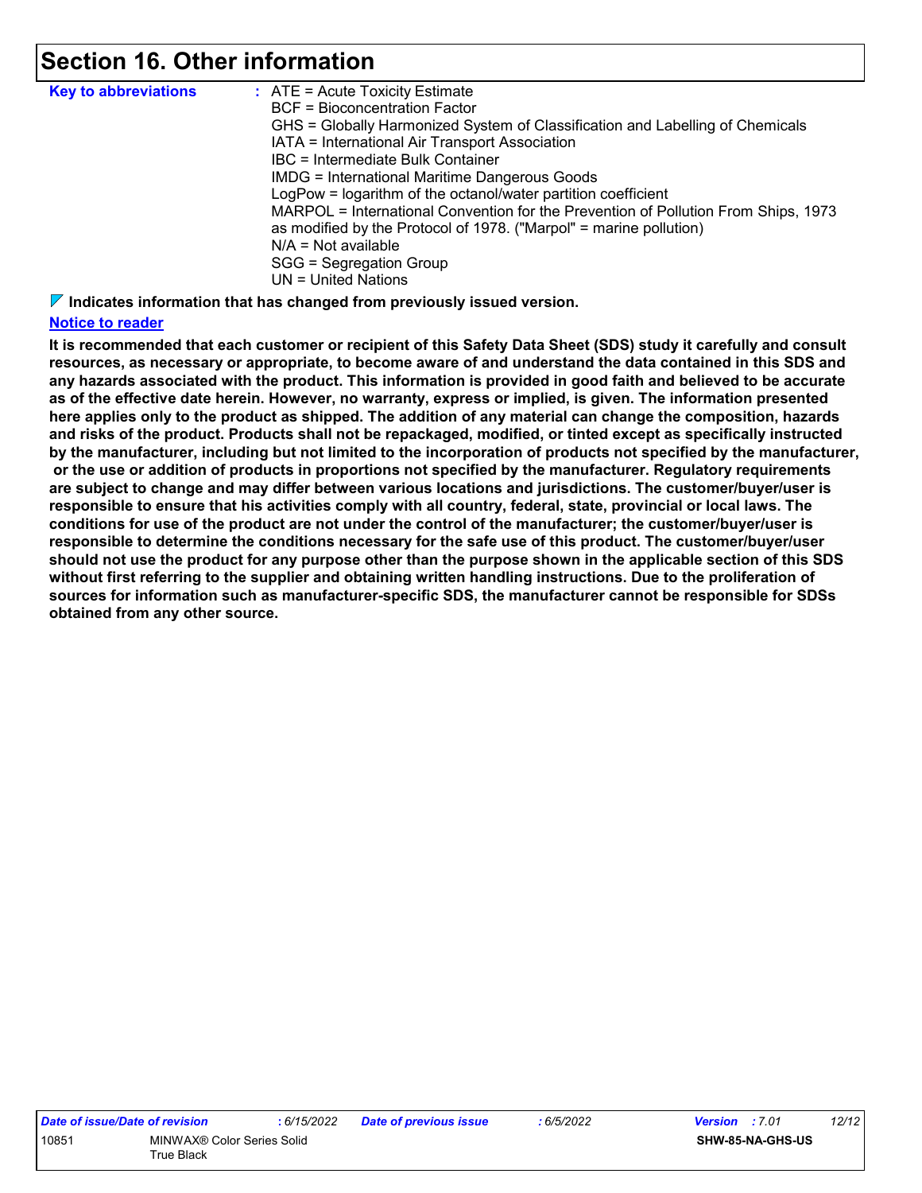# Section 16. Other information

**Key to abbreviations** : ATE = Acute Toxicity Estimate
BCF = Bioconcentration Factor
GHS = Globally Harmonized System of Classification and Labelling of Chemicals
IATA = International Air Transport Association
IBC = Intermediate Bulk Container
IMDG = International Maritime Dangerous Goods
LogPow = logarithm of the octanol/water partition coefficient
MARPOL = International Convention for the Prevention of Pollution From Ships, 1973 as modified by the Protocol of 1978. ("Marpol" = marine pollution)
N/A = Not available
SGG = Segregation Group
UN = United Nations

**Indicates information that has changed from previously issued version.**

**Notice to reader**

**It is recommended that each customer or recipient of this Safety Data Sheet (SDS) study it carefully and consult resources, as necessary or appropriate, to become aware of and understand the data contained in this SDS and any hazards associated with the product. This information is provided in good faith and believed to be accurate as of the effective date herein. However, no warranty, express or implied, is given. The information presented here applies only to the product as shipped. The addition of any material can change the composition, hazards and risks of the product. Products shall not be repackaged, modified, or tinted except as specifically instructed by the manufacturer, including but not limited to the incorporation of products not specified by the manufacturer, or the use or addition of products in proportions not specified by the manufacturer. Regulatory requirements are subject to change and may differ between various locations and jurisdictions. The customer/buyer/user is responsible to ensure that his activities comply with all country, federal, state, provincial or local laws. The conditions for use of the product are not under the control of the manufacturer; the customer/buyer/user is responsible to determine the conditions necessary for the safe use of this product. The customer/buyer/user should not use the product for any purpose other than the purpose shown in the applicable section of this SDS without first referring to the supplier and obtaining written handling instructions. Due to the proliferation of sources for information such as manufacturer-specific SDS, the manufacturer cannot be responsible for SDSs obtained from any other source.**